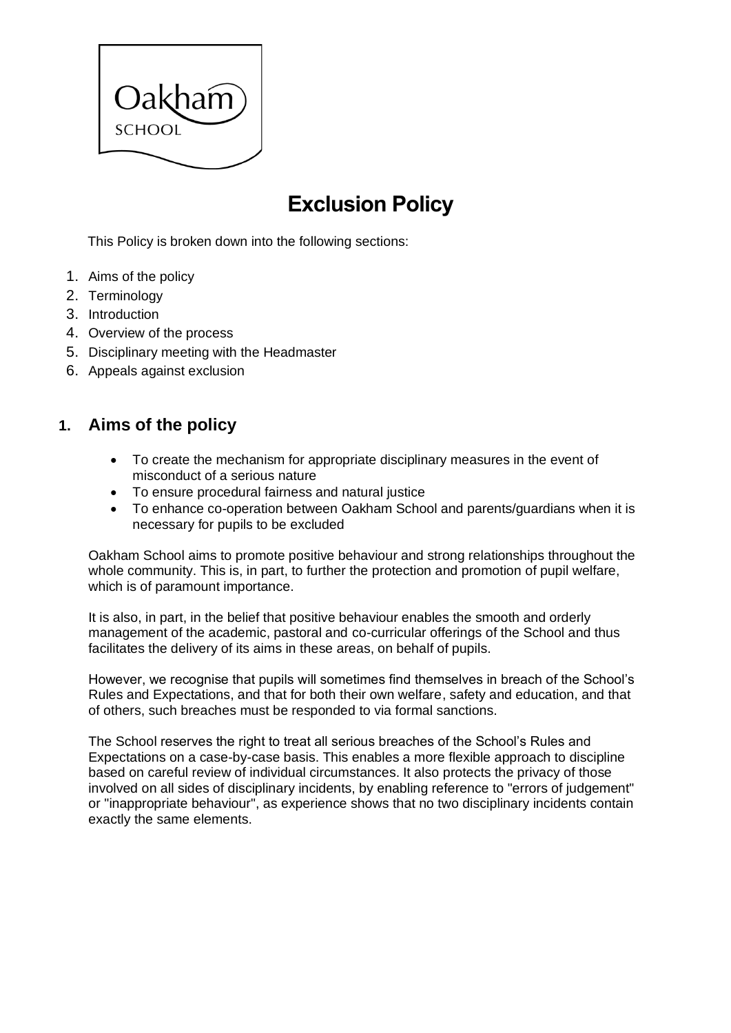Oakham SCHOOL

# Exclusion Policy

This Policy is broken down into the following sections:

1. Aims of the policy
2. Terminology
3. Introduction
4. Overview of the process
5. Disciplinary meeting with the Headmaster
6. Appeals against exclusion

## 1. Aims of the policy

- To create the mechanism for appropriate disciplinary measures in the event of misconduct of a serious nature
- To ensure procedural fairness and natural justice
- To enhance co-operation between Oakham School and parents/guardians when it is necessary for pupils to be excluded

Oakham School aims to promote positive behaviour and strong relationships throughout the whole community. This is, in part, to further the protection and promotion of pupil welfare, which is of paramount importance.

It is also, in part, in the belief that positive behaviour enables the smooth and orderly management of the academic, pastoral and co-curricular offerings of the School and thus facilitates the delivery of its aims in these areas, on behalf of pupils.

However, we recognise that pupils will sometimes find themselves in breach of the School's Rules and Expectations, and that for both their own welfare, safety and education, and that of others, such breaches must be responded to via formal sanctions.

The School reserves the right to treat all serious breaches of the School's Rules and Expectations on a case-by-case basis. This enables a more flexible approach to discipline based on careful review of individual circumstances. It also protects the privacy of those involved on all sides of disciplinary incidents, by enabling reference to "errors of judgement" or "inappropriate behaviour", as experience shows that no two disciplinary incidents contain exactly the same elements.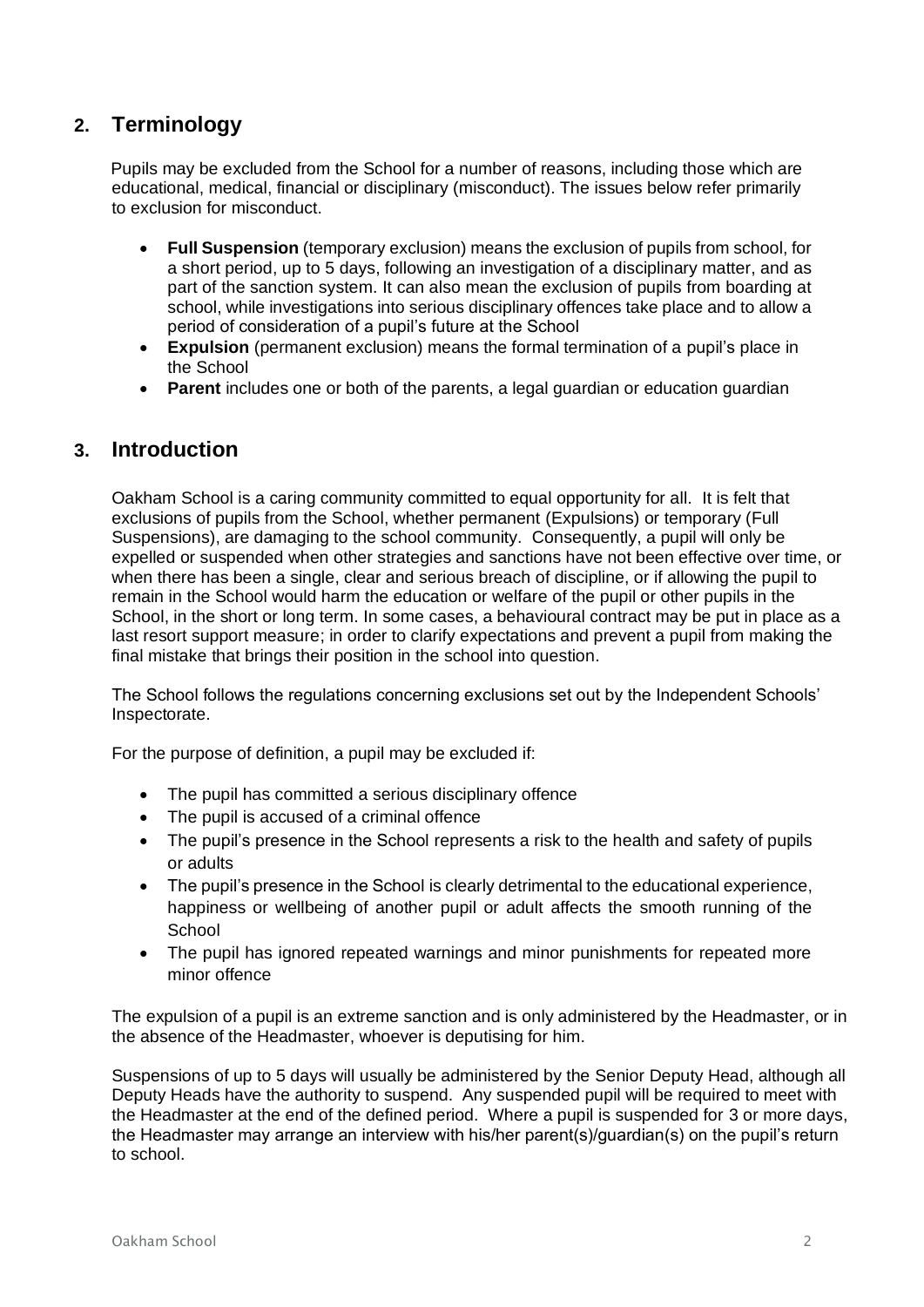## 2. Terminology

Pupils may be excluded from the School for a number of reasons, including those which are educational, medical, financial or disciplinary (misconduct). The issues below refer primarily to exclusion for misconduct.

- **Full Suspension** (temporary exclusion) means the exclusion of pupils from school, for a short period, up to 5 days, following an investigation of a disciplinary matter, and as part of the sanction system. It can also mean the exclusion of pupils from boarding at school, while investigations into serious disciplinary offences take place and to allow a period of consideration of a pupil's future at the School
- **Expulsion** (permanent exclusion) means the formal termination of a pupil's place in the School
- **Parent** includes one or both of the parents, a legal guardian or education guardian

## 3. Introduction

Oakham School is a caring community committed to equal opportunity for all. It is felt that exclusions of pupils from the School, whether permanent (Expulsions) or temporary (Full Suspensions), are damaging to the school community. Consequently, a pupil will only be expelled or suspended when other strategies and sanctions have not been effective over time, or when there has been a single, clear and serious breach of discipline, or if allowing the pupil to remain in the School would harm the education or welfare of the pupil or other pupils in the School, in the short or long term. In some cases, a behavioural contract may be put in place as a last resort support measure; in order to clarify expectations and prevent a pupil from making the final mistake that brings their position in the school into question.

The School follows the regulations concerning exclusions set out by the Independent Schools' Inspectorate.

For the purpose of definition, a pupil may be excluded if:

- The pupil has committed a serious disciplinary offence
- The pupil is accused of a criminal offence
- The pupil's presence in the School represents a risk to the health and safety of pupils or adults
- The pupil's presence in the School is clearly detrimental to the educational experience, happiness or wellbeing of another pupil or adult affects the smooth running of the School
- The pupil has ignored repeated warnings and minor punishments for repeated more minor offence

The expulsion of a pupil is an extreme sanction and is only administered by the Headmaster, or in the absence of the Headmaster, whoever is deputising for him.

Suspensions of up to 5 days will usually be administered by the Senior Deputy Head, although all Deputy Heads have the authority to suspend. Any suspended pupil will be required to meet with the Headmaster at the end of the defined period. Where a pupil is suspended for 3 or more days, the Headmaster may arrange an interview with his/her parent(s)/guardian(s) on the pupil's return to school.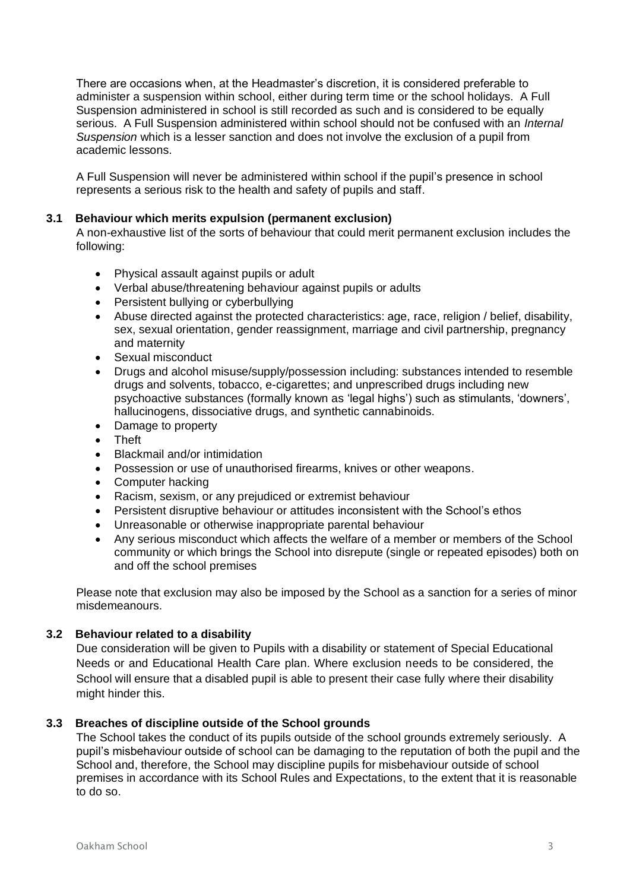There are occasions when, at the Headmaster's discretion, it is considered preferable to administer a suspension within school, either during term time or the school holidays. A Full Suspension administered in school is still recorded as such and is considered to be equally serious. A Full Suspension administered within school should not be confused with an *Internal Suspension* which is a lesser sanction and does not involve the exclusion of a pupil from academic lessons.

A Full Suspension will never be administered within school if the pupil's presence in school represents a serious risk to the health and safety of pupils and staff.

### 3.1 Behaviour which merits expulsion (permanent exclusion)

A non-exhaustive list of the sorts of behaviour that could merit permanent exclusion includes the following:

- Physical assault against pupils or adult
- Verbal abuse/threatening behaviour against pupils or adults
- Persistent bullying or cyberbullying
- Abuse directed against the protected characteristics: age, race, religion / belief, disability, sex, sexual orientation, gender reassignment, marriage and civil partnership, pregnancy and maternity
- Sexual misconduct
- Drugs and alcohol misuse/supply/possession including: substances intended to resemble drugs and solvents, tobacco, e-cigarettes; and unprescribed drugs including new psychoactive substances (formally known as 'legal highs') such as stimulants, 'downers', hallucinogens, dissociative drugs, and synthetic cannabinoids.
- Damage to property
- Theft
- Blackmail and/or intimidation
- Possession or use of unauthorised firearms, knives or other weapons.
- Computer hacking
- Racism, sexism, or any prejudiced or extremist behaviour
- Persistent disruptive behaviour or attitudes inconsistent with the School's ethos
- Unreasonable or otherwise inappropriate parental behaviour
- Any serious misconduct which affects the welfare of a member or members of the School community or which brings the School into disrepute (single or repeated episodes) both on and off the school premises

Please note that exclusion may also be imposed by the School as a sanction for a series of minor misdemeanours.

### 3.2 Behaviour related to a disability

Due consideration will be given to Pupils with a disability or statement of Special Educational Needs or and Educational Health Care plan. Where exclusion needs to be considered, the School will ensure that a disabled pupil is able to present their case fully where their disability might hinder this.

### 3.3 Breaches of discipline outside of the School grounds

The School takes the conduct of its pupils outside of the school grounds extremely seriously. A pupil's misbehaviour outside of school can be damaging to the reputation of both the pupil and the School and, therefore, the School may discipline pupils for misbehaviour outside of school premises in accordance with its School Rules and Expectations, to the extent that it is reasonable to do so.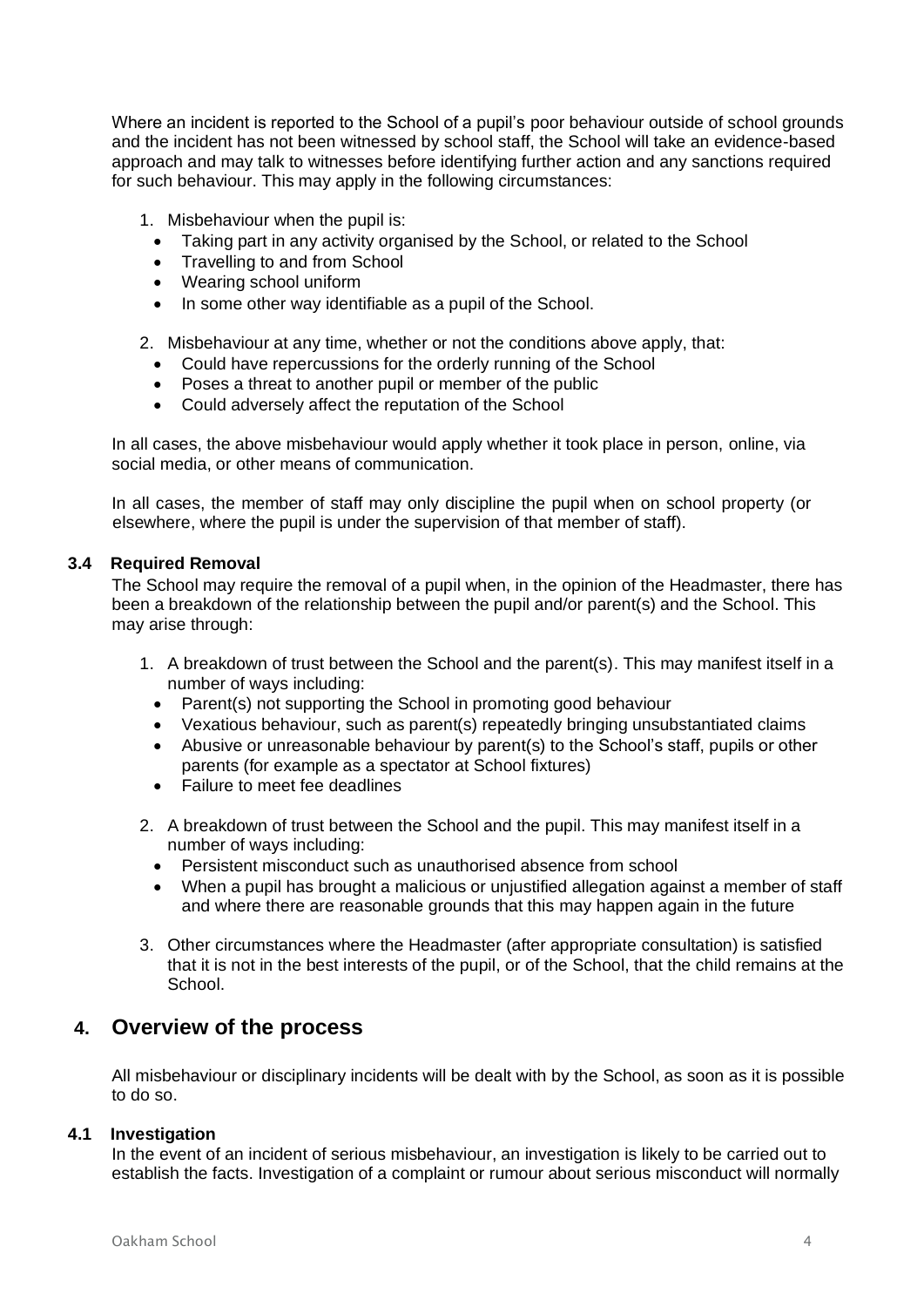Where an incident is reported to the School of a pupil's poor behaviour outside of school grounds and the incident has not been witnessed by school staff, the School will take an evidence-based approach and may talk to witnesses before identifying further action and any sanctions required for such behaviour. This may apply in the following circumstances:

1. Misbehaviour when the pupil is:
   - Taking part in any activity organised by the School, or related to the School
   - Travelling to and from School
   - Wearing school uniform
   - In some other way identifiable as a pupil of the School.

2. Misbehaviour at any time, whether or not the conditions above apply, that:
   - Could have repercussions for the orderly running of the School
   - Poses a threat to another pupil or member of the public
   - Could adversely affect the reputation of the School

In all cases, the above misbehaviour would apply whether it took place in person, online, via social media, or other means of communication.

In all cases, the member of staff may only discipline the pupil when on school property (or elsewhere, where the pupil is under the supervision of that member of staff).

### 3.4 Required Removal

The School may require the removal of a pupil when, in the opinion of the Headmaster, there has been a breakdown of the relationship between the pupil and/or parent(s) and the School. This may arise through:

1. A breakdown of trust between the School and the parent(s). This may manifest itself in a number of ways including:
   - Parent(s) not supporting the School in promoting good behaviour
   - Vexatious behaviour, such as parent(s) repeatedly bringing unsubstantiated claims
   - Abusive or unreasonable behaviour by parent(s) to the School's staff, pupils or other parents (for example as a spectator at School fixtures)
   - Failure to meet fee deadlines

2. A breakdown of trust between the School and the pupil. This may manifest itself in a number of ways including:
   - Persistent misconduct such as unauthorised absence from school
   - When a pupil has brought a malicious or unjustified allegation against a member of staff and where there are reasonable grounds that this may happen again in the future

3. Other circumstances where the Headmaster (after appropriate consultation) is satisfied that it is not in the best interests of the pupil, or of the School, that the child remains at the School.

## 4. Overview of the process

All misbehaviour or disciplinary incidents will be dealt with by the School, as soon as it is possible to do so.

### 4.1 Investigation

In the event of an incident of serious misbehaviour, an investigation is likely to be carried out to establish the facts. Investigation of a complaint or rumour about serious misconduct will normally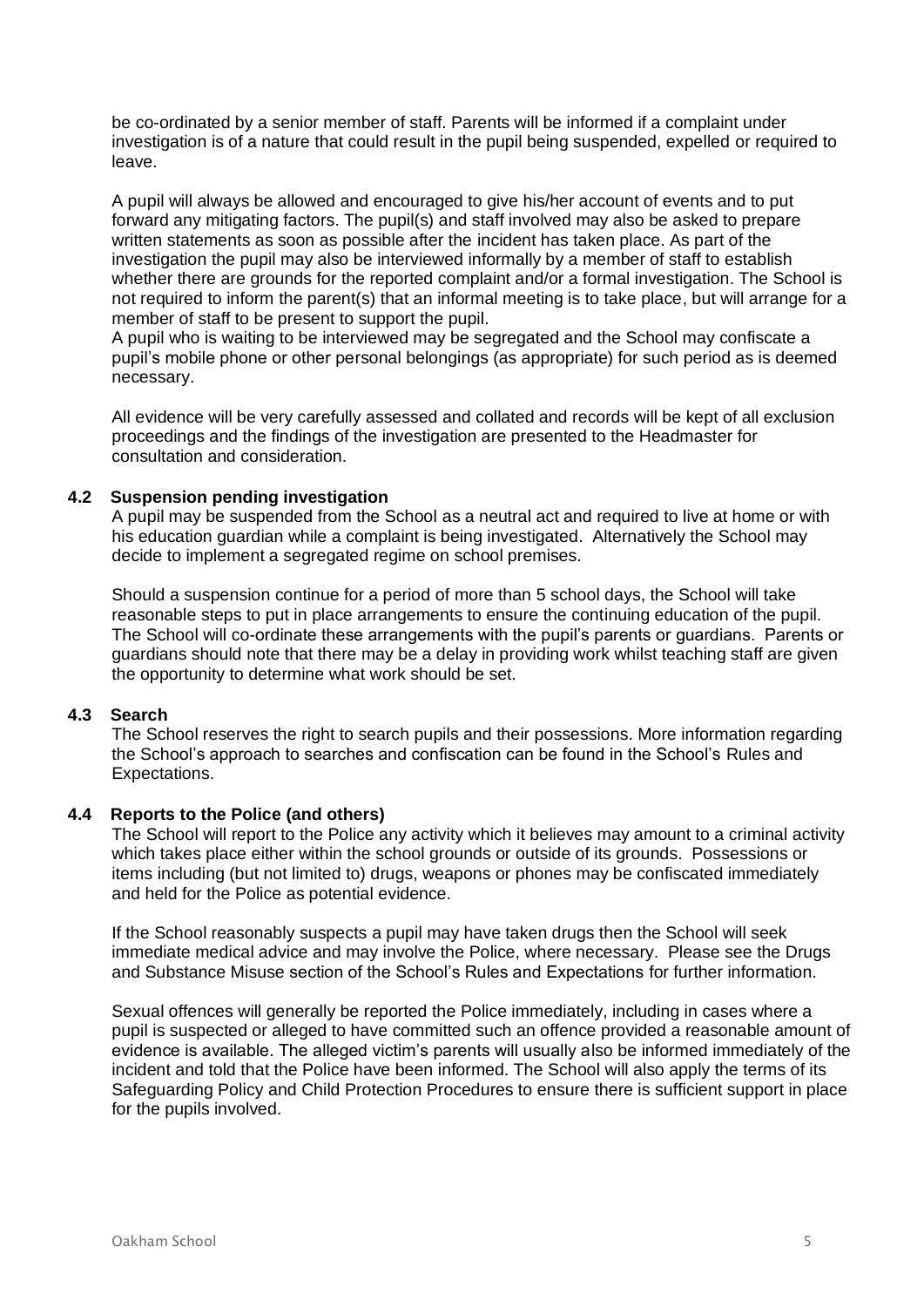be co-ordinated by a senior member of staff. Parents will be informed if a complaint under investigation is of a nature that could result in the pupil being suspended, expelled or required to leave.

A pupil will always be allowed and encouraged to give his/her account of events and to put forward any mitigating factors. The pupil(s) and staff involved may also be asked to prepare written statements as soon as possible after the incident has taken place. As part of the investigation the pupil may also be interviewed informally by a member of staff to establish whether there are grounds for the reported complaint and/or a formal investigation. The School is not required to inform the parent(s) that an informal meeting is to take place, but will arrange for a member of staff to be present to support the pupil.
A pupil who is waiting to be interviewed may be segregated and the School may confiscate a pupil's mobile phone or other personal belongings (as appropriate) for such period as is deemed necessary.

All evidence will be very carefully assessed and collated and records will be kept of all exclusion proceedings and the findings of the investigation are presented to the Headmaster for consultation and consideration.

### 4.2 Suspension pending investigation

A pupil may be suspended from the School as a neutral act and required to live at home or with his education guardian while a complaint is being investigated. Alternatively the School may decide to implement a segregated regime on school premises.

Should a suspension continue for a period of more than 5 school days, the School will take reasonable steps to put in place arrangements to ensure the continuing education of the pupil. The School will co-ordinate these arrangements with the pupil's parents or guardians. Parents or guardians should note that there may be a delay in providing work whilst teaching staff are given the opportunity to determine what work should be set.

### 4.3 Search

The School reserves the right to search pupils and their possessions. More information regarding the School's approach to searches and confiscation can be found in the School's Rules and Expectations.

### 4.4 Reports to the Police (and others)

The School will report to the Police any activity which it believes may amount to a criminal activity which takes place either within the school grounds or outside of its grounds. Possessions or items including (but not limited to) drugs, weapons or phones may be confiscated immediately and held for the Police as potential evidence.

If the School reasonably suspects a pupil may have taken drugs then the School will seek immediate medical advice and may involve the Police, where necessary. Please see the Drugs and Substance Misuse section of the School's Rules and Expectations for further information.

Sexual offences will generally be reported the Police immediately, including in cases where a pupil is suspected or alleged to have committed such an offence provided a reasonable amount of evidence is available. The alleged victim's parents will usually also be informed immediately of the incident and told that the Police have been informed. The School will also apply the terms of its Safeguarding Policy and Child Protection Procedures to ensure there is sufficient support in place for the pupils involved.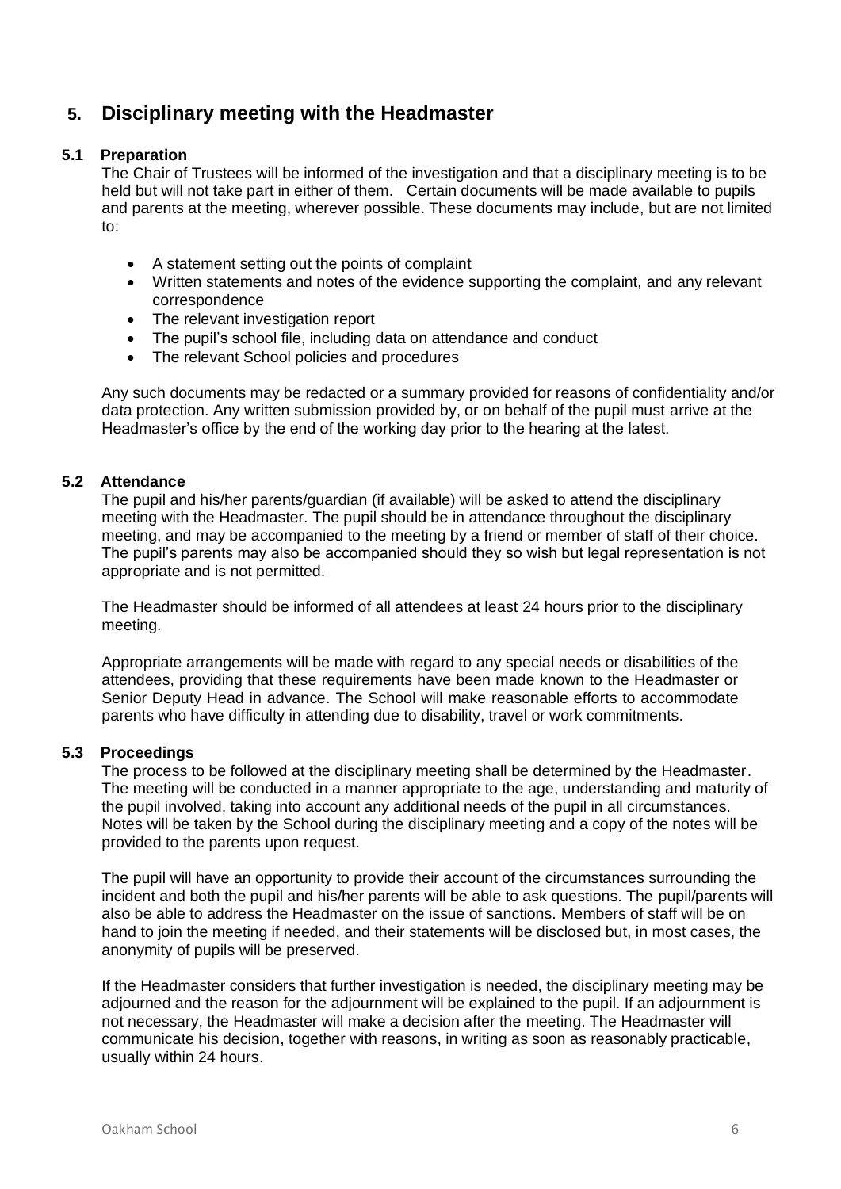## 5. Disciplinary meeting with the Headmaster

### 5.1 Preparation

The Chair of Trustees will be informed of the investigation and that a disciplinary meeting is to be held but will not take part in either of them. Certain documents will be made available to pupils and parents at the meeting, wherever possible. These documents may include, but are not limited to:

- A statement setting out the points of complaint
- Written statements and notes of the evidence supporting the complaint, and any relevant correspondence
- The relevant investigation report
- The pupil's school file, including data on attendance and conduct
- The relevant School policies and procedures

Any such documents may be redacted or a summary provided for reasons of confidentiality and/or data protection. Any written submission provided by, or on behalf of the pupil must arrive at the Headmaster's office by the end of the working day prior to the hearing at the latest.

### 5.2 Attendance

The pupil and his/her parents/guardian (if available) will be asked to attend the disciplinary meeting with the Headmaster. The pupil should be in attendance throughout the disciplinary meeting, and may be accompanied to the meeting by a friend or member of staff of their choice. The pupil's parents may also be accompanied should they so wish but legal representation is not appropriate and is not permitted.

The Headmaster should be informed of all attendees at least 24 hours prior to the disciplinary meeting.

Appropriate arrangements will be made with regard to any special needs or disabilities of the attendees, providing that these requirements have been made known to the Headmaster or Senior Deputy Head in advance. The School will make reasonable efforts to accommodate parents who have difficulty in attending due to disability, travel or work commitments.

### 5.3 Proceedings

The process to be followed at the disciplinary meeting shall be determined by the Headmaster. The meeting will be conducted in a manner appropriate to the age, understanding and maturity of the pupil involved, taking into account any additional needs of the pupil in all circumstances. Notes will be taken by the School during the disciplinary meeting and a copy of the notes will be provided to the parents upon request.

The pupil will have an opportunity to provide their account of the circumstances surrounding the incident and both the pupil and his/her parents will be able to ask questions. The pupil/parents will also be able to address the Headmaster on the issue of sanctions. Members of staff will be on hand to join the meeting if needed, and their statements will be disclosed but, in most cases, the anonymity of pupils will be preserved.

If the Headmaster considers that further investigation is needed, the disciplinary meeting may be adjourned and the reason for the adjournment will be explained to the pupil. If an adjournment is not necessary, the Headmaster will make a decision after the meeting. The Headmaster will communicate his decision, together with reasons, in writing as soon as reasonably practicable, usually within 24 hours.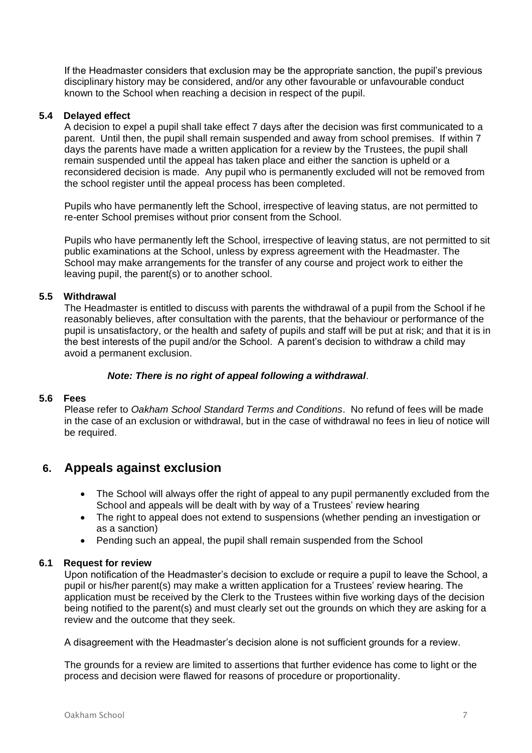If the Headmaster considers that exclusion may be the appropriate sanction, the pupil's previous disciplinary history may be considered, and/or any other favourable or unfavourable conduct known to the School when reaching a decision in respect of the pupil.

### 5.4 Delayed effect

A decision to expel a pupil shall take effect 7 days after the decision was first communicated to a parent. Until then, the pupil shall remain suspended and away from school premises. If within 7 days the parents have made a written application for a review by the Trustees, the pupil shall remain suspended until the appeal has taken place and either the sanction is upheld or a reconsidered decision is made. Any pupil who is permanently excluded will not be removed from the school register until the appeal process has been completed.

Pupils who have permanently left the School, irrespective of leaving status, are not permitted to re-enter School premises without prior consent from the School.

Pupils who have permanently left the School, irrespective of leaving status, are not permitted to sit public examinations at the School, unless by express agreement with the Headmaster. The School may make arrangements for the transfer of any course and project work to either the leaving pupil, the parent(s) or to another school.

### 5.5 Withdrawal

The Headmaster is entitled to discuss with parents the withdrawal of a pupil from the School if he reasonably believes, after consultation with the parents, that the behaviour or performance of the pupil is unsatisfactory, or the health and safety of pupils and staff will be put at risk; and that it is in the best interests of the pupil and/or the School. A parent's decision to withdraw a child may avoid a permanent exclusion.

***Note: There is no right of appeal following a withdrawal***.

### 5.6 Fees

Please refer to *Oakham School Standard Terms and Conditions*. No refund of fees will be made in the case of an exclusion or withdrawal, but in the case of withdrawal no fees in lieu of notice will be required.

## 6. Appeals against exclusion

- The School will always offer the right of appeal to any pupil permanently excluded from the School and appeals will be dealt with by way of a Trustees' review hearing
- The right to appeal does not extend to suspensions (whether pending an investigation or as a sanction)
- Pending such an appeal, the pupil shall remain suspended from the School

### 6.1 Request for review

Upon notification of the Headmaster's decision to exclude or require a pupil to leave the School, a pupil or his/her parent(s) may make a written application for a Trustees' review hearing. The application must be received by the Clerk to the Trustees within five working days of the decision being notified to the parent(s) and must clearly set out the grounds on which they are asking for a review and the outcome that they seek.

A disagreement with the Headmaster's decision alone is not sufficient grounds for a review.

The grounds for a review are limited to assertions that further evidence has come to light or the process and decision were flawed for reasons of procedure or proportionality.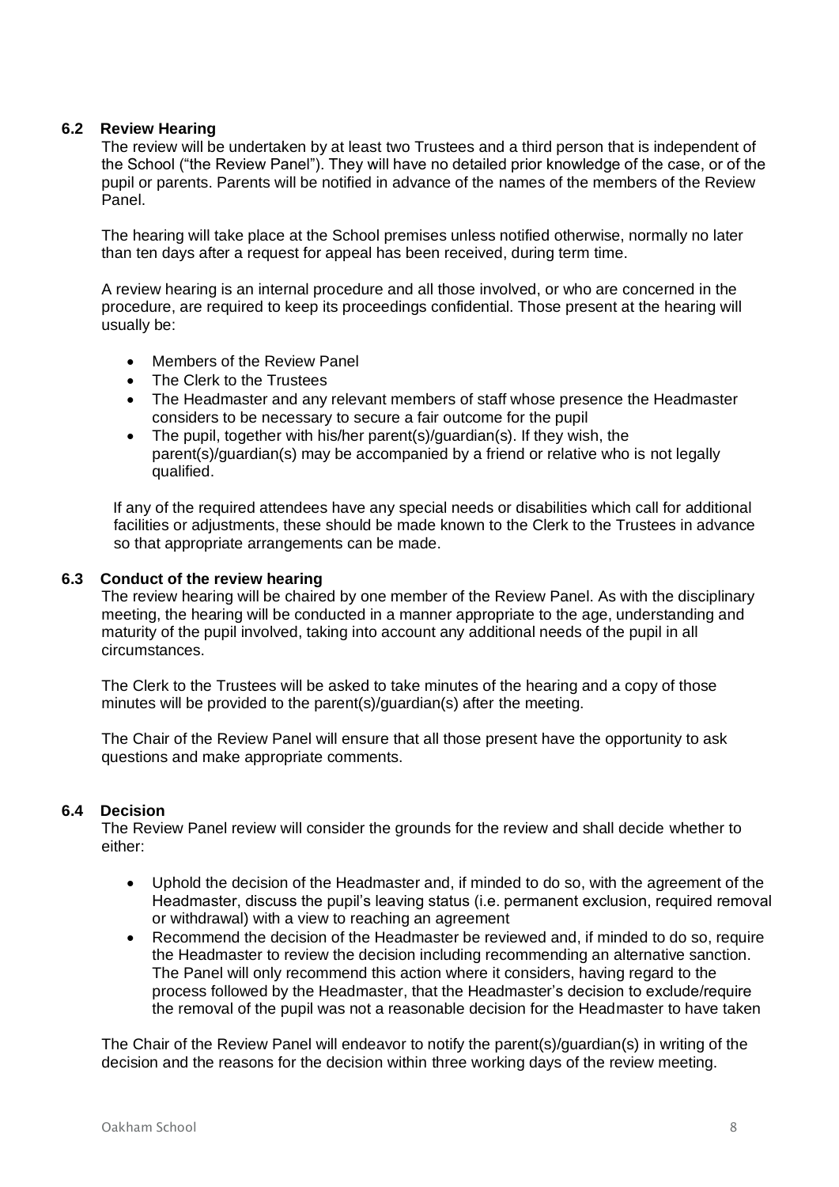### 6.2 Review Hearing

The review will be undertaken by at least two Trustees and a third person that is independent of the School ("the Review Panel"). They will have no detailed prior knowledge of the case, or of the pupil or parents. Parents will be notified in advance of the names of the members of the Review Panel.

The hearing will take place at the School premises unless notified otherwise, normally no later than ten days after a request for appeal has been received, during term time.

A review hearing is an internal procedure and all those involved, or who are concerned in the procedure, are required to keep its proceedings confidential. Those present at the hearing will usually be:

- Members of the Review Panel
- The Clerk to the Trustees
- The Headmaster and any relevant members of staff whose presence the Headmaster considers to be necessary to secure a fair outcome for the pupil
- The pupil, together with his/her parent(s)/guardian(s). If they wish, the parent(s)/guardian(s) may be accompanied by a friend or relative who is not legally qualified.

If any of the required attendees have any special needs or disabilities which call for additional facilities or adjustments, these should be made known to the Clerk to the Trustees in advance so that appropriate arrangements can be made.

### 6.3 Conduct of the review hearing

The review hearing will be chaired by one member of the Review Panel. As with the disciplinary meeting, the hearing will be conducted in a manner appropriate to the age, understanding and maturity of the pupil involved, taking into account any additional needs of the pupil in all circumstances.

The Clerk to the Trustees will be asked to take minutes of the hearing and a copy of those minutes will be provided to the parent(s)/guardian(s) after the meeting.

The Chair of the Review Panel will ensure that all those present have the opportunity to ask questions and make appropriate comments.

### 6.4 Decision

The Review Panel review will consider the grounds for the review and shall decide whether to either:

- Uphold the decision of the Headmaster and, if minded to do so, with the agreement of the Headmaster, discuss the pupil's leaving status (i.e. permanent exclusion, required removal or withdrawal) with a view to reaching an agreement
- Recommend the decision of the Headmaster be reviewed and, if minded to do so, require the Headmaster to review the decision including recommending an alternative sanction. The Panel will only recommend this action where it considers, having regard to the process followed by the Headmaster, that the Headmaster's decision to exclude/require the removal of the pupil was not a reasonable decision for the Headmaster to have taken

The Chair of the Review Panel will endeavor to notify the parent(s)/guardian(s) in writing of the decision and the reasons for the decision within three working days of the review meeting.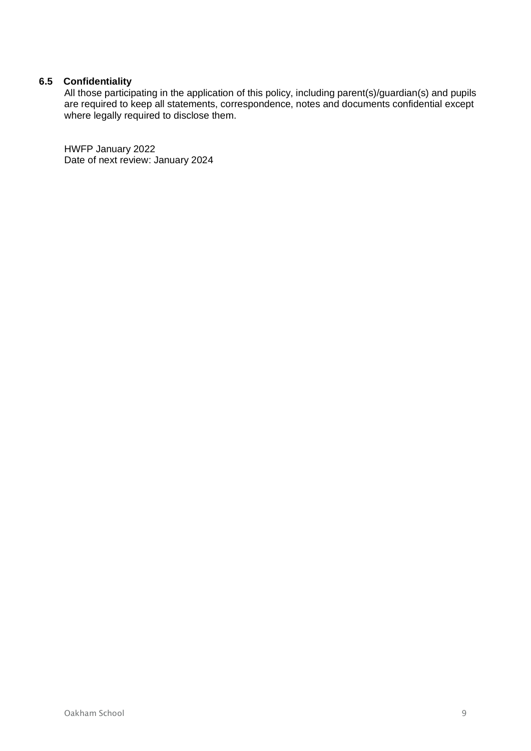### 6.5 Confidentiality

All those participating in the application of this policy, including parent(s)/guardian(s) and pupils are required to keep all statements, correspondence, notes and documents confidential except where legally required to disclose them.

HWFP January 2022
Date of next review: January 2024